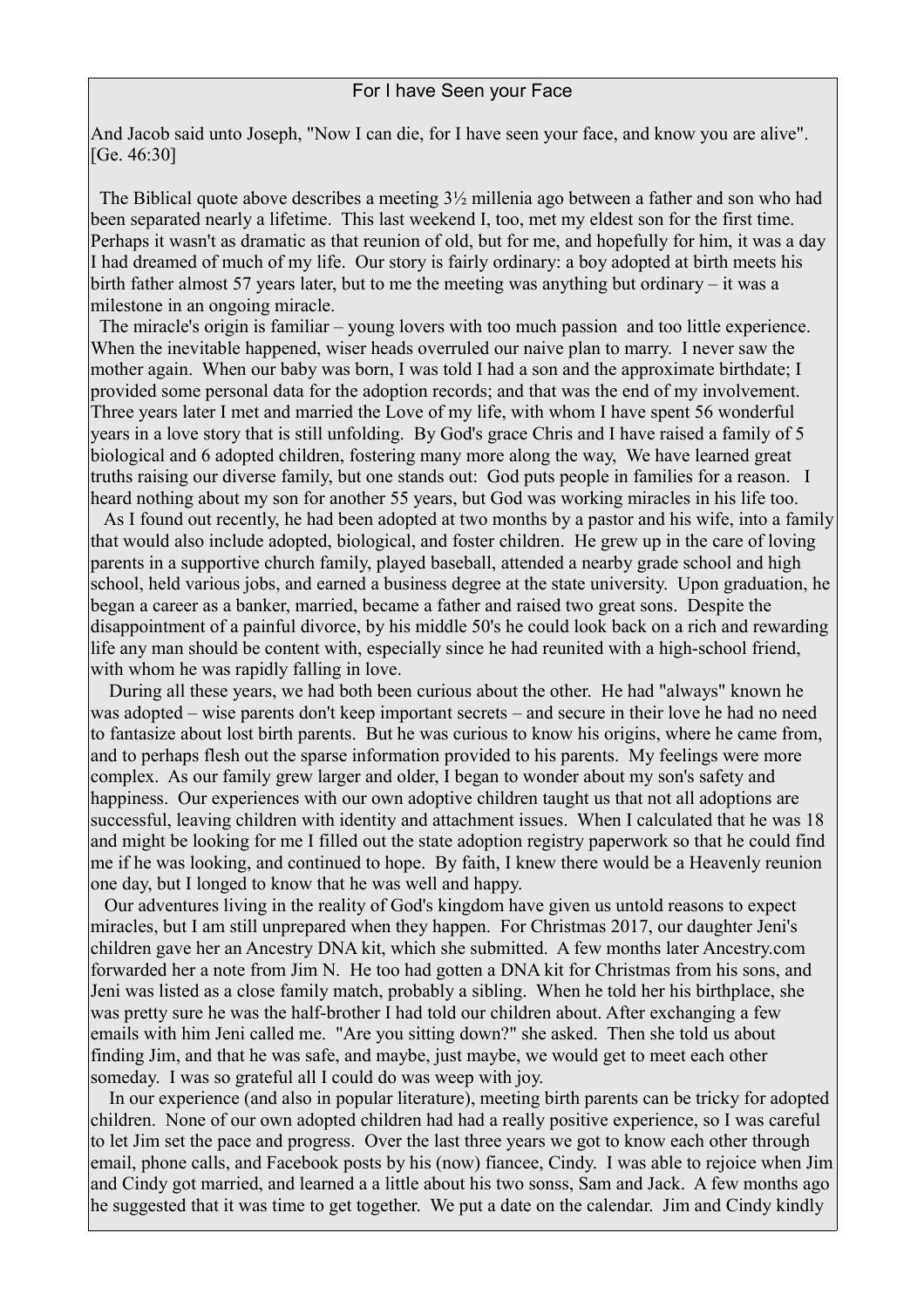# For I have Seen your Face

And Jacob said unto Joseph, "Now I can die, for I have seen your face, and know you are alive". [Ge. 46:30]

The Biblical quote above describes a meeting 3½ millenia ago between a father and son who had been separated nearly a lifetime. This last weekend I, too, met my eldest son for the first time. Perhaps it wasn't as dramatic as that reunion of old, but for me, and hopefully for him, it was a day I had dreamed of much of my life. Our story is fairly ordinary: a boy adopted at birth meets his birth father almost 57 years later, but to me the meeting was anything but ordinary – it was a milestone in an ongoing miracle.

The miracle's origin is familiar – young lovers with too much passion and too little experience. When the inevitable happened, wiser heads overruled our naive plan to marry. I never saw the mother again. When our baby was born, I was told I had a son and the approximate birthdate; I provided some personal data for the adoption records; and that was the end of my involvement. Three years later I met and married the Love of my life, with whom I have spent 56 wonderful years in a love story that is still unfolding. By God's grace Chris and I have raised a family of 5 biological and 6 adopted children, fostering many more along the way, We have learned great truths raising our diverse family, but one stands out: God puts people in families for a reason. I heard nothing about my son for another 55 years, but God was working miracles in his life too.

As I found out recently, he had been adopted at two months by a pastor and his wife, into a family that would also include adopted, biological, and foster children. He grew up in the care of loving parents in a supportive church family, played baseball, attended a nearby grade school and high school, held various jobs, and earned a business degree at the state university. Upon graduation, he began a career as a banker, married, became a father and raised two great sons. Despite the disappointment of a painful divorce, by his middle 50's he could look back on a rich and rewarding life any man should be content with, especially since he had reunited with a high-school friend, with whom he was rapidly falling in love.

During all these years, we had both been curious about the other. He had "always" known he was adopted – wise parents don't keep important secrets – and secure in their love he had no need to fantasize about lost birth parents. But he was curious to know his origins, where he came from, and to perhaps flesh out the sparse information provided to his parents. My feelings were more complex. As our family grew larger and older, I began to wonder about my son's safety and happiness. Our experiences with our own adoptive children taught us that not all adoptions are successful, leaving children with identity and attachment issues. When I calculated that he was 18 and might be looking for me I filled out the state adoption registry paperwork so that he could find me if he was looking, and continued to hope. By faith, I knew there would be a Heavenly reunion one day, but I longed to know that he was well and happy.

Our adventures living in the reality of God's kingdom have given us untold reasons to expect miracles, but I am still unprepared when they happen. For Christmas 2017, our daughter Jeni's children gave her an Ancestry DNA kit, which she submitted. A few months later Ancestry.com forwarded her a note from Jim N. He too had gotten a DNA kit for Christmas from his sons, and Jeni was listed as a close family match, probably a sibling. When he told her his birthplace, she was pretty sure he was the half-brother I had told our children about. After exchanging a few emails with him Jeni called me. "Are you sitting down?" she asked. Then she told us about finding Jim, and that he was safe, and maybe, just maybe, we would get to meet each other someday. I was so grateful all I could do was weep with joy.

In our experience (and also in popular literature), meeting birth parents can be tricky for adopted children. None of our own adopted children had had a really positive experience, so I was careful to let Jim set the pace and progress. Over the last three years we got to know each other through email, phone calls, and Facebook posts by his (now) fiancee, Cindy. I was able to rejoice when Jim and Cindy got married, and learned a a little about his two sonss, Sam and Jack. A few months ago he suggested that it was time to get together. We put a date on the calendar. Jim and Cindy kindly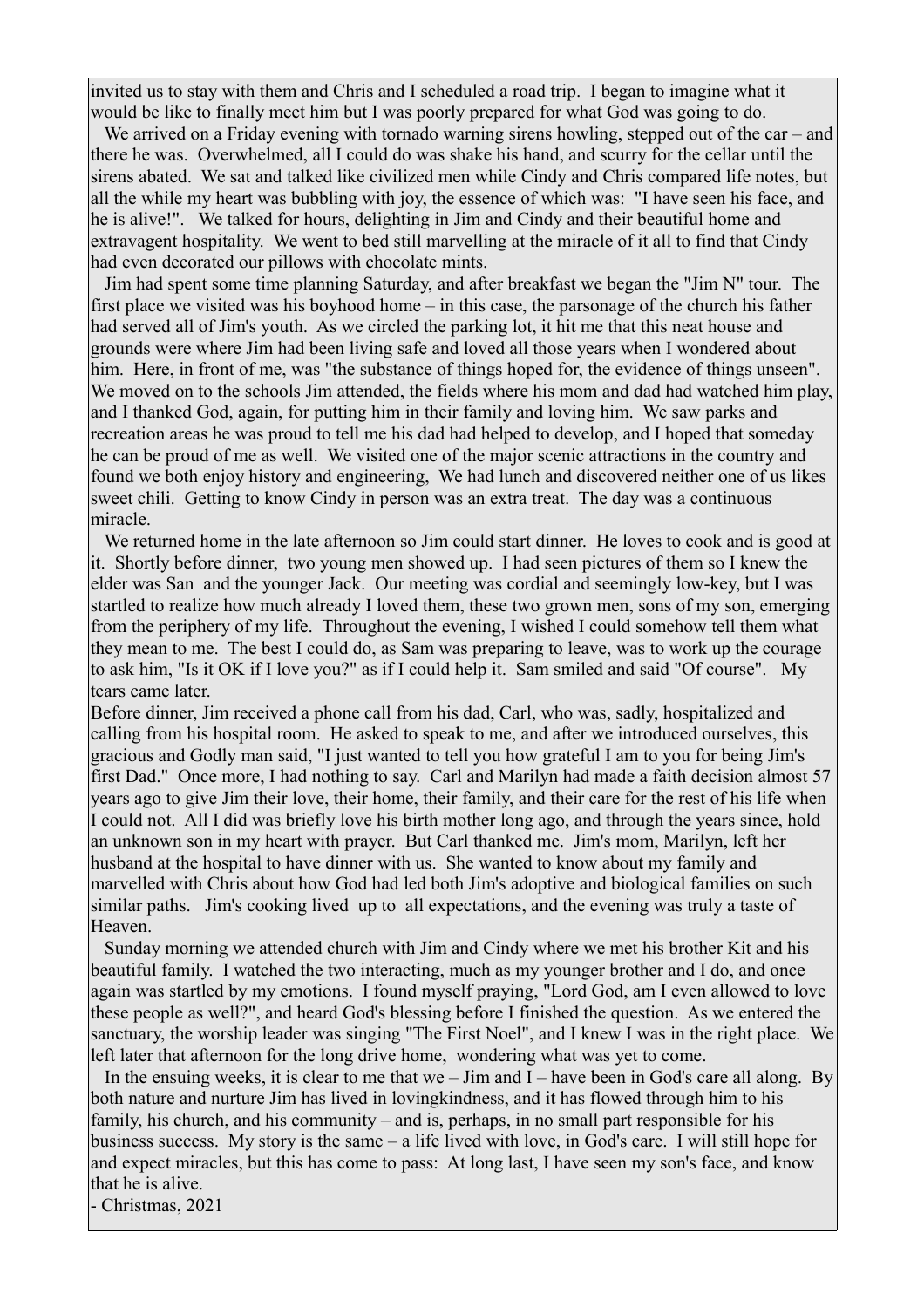invited us to stay with them and Chris and I scheduled a road trip. I began to imagine what it would be like to finally meet him but I was poorly prepared for what God was going to do.

We arrived on a Friday evening with tornado warning sirens howling, stepped out of the car – and there he was. Overwhelmed, all I could do was shake his hand, and scurry for the cellar until the sirens abated. We sat and talked like civilized men while Cindy and Chris compared life notes, but all the while my heart was bubbling with joy, the essence of which was: "I have seen his face, and he is alive!". We talked for hours, delighting in Jim and Cindy and their beautiful home and extravagent hospitality. We went to bed still marvelling at the miracle of it all to find that Cindy had even decorated our pillows with chocolate mints.

Jim had spent some time planning Saturday, and after breakfast we began the "Jim N" tour. The first place we visited was his boyhood home – in this case, the parsonage of the church his father had served all of Jim's youth. As we circled the parking lot, it hit me that this neat house and grounds were where Jim had been living safe and loved all those years when I wondered about him. Here, in front of me, was "the substance of things hoped for, the evidence of things unseen". We moved on to the schools Jim attended, the fields where his mom and dad had watched him play, and I thanked God, again, for putting him in their family and loving him. We saw parks and recreation areas he was proud to tell me his dad had helped to develop, and I hoped that someday he can be proud of me as well. We visited one of the major scenic attractions in the country and found we both enjoy history and engineering, We had lunch and discovered neither one of us likes sweet chili. Getting to know Cindy in person was an extra treat. The day was a continuous miracle.

We returned home in the late afternoon so Jim could start dinner. He loves to cook and is good at it. Shortly before dinner, two young men showed up. I had seen pictures of them so I knew the elder was San and the younger Jack. Our meeting was cordial and seemingly low-key, but I was startled to realize how much already I loved them, these two grown men, sons of my son, emerging from the periphery of my life. Throughout the evening, I wished I could somehow tell them what they mean to me. The best I could do, as Sam was preparing to leave, was to work up the courage to ask him, "Is it OK if I love you?" as if I could help it. Sam smiled and said "Of course". My tears came later.

Before dinner, Jim received a phone call from his dad, Carl, who was, sadly, hospitalized and calling from his hospital room. He asked to speak to me, and after we introduced ourselves, this gracious and Godly man said, "I just wanted to tell you how grateful I am to you for being Jim's first Dad." Once more, I had nothing to say. Carl and Marilyn had made a faith decision almost 57 years ago to give Jim their love, their home, their family, and their care for the rest of his life when I could not. All I did was briefly love his birth mother long ago, and through the years since, hold an unknown son in my heart with prayer. But Carl thanked me. Jim's mom, Marilyn, left her husband at the hospital to have dinner with us. She wanted to know about my family and marvelled with Chris about how God had led both Jim's adoptive and biological families on such similar paths. Jim's cooking lived up to all expectations, and the evening was truly a taste of Heaven.

Sunday morning we attended church with Jim and Cindy where we met his brother Kit and his beautiful family. I watched the two interacting, much as my younger brother and I do, and once again was startled by my emotions. I found myself praying, "Lord God, am I even allowed to love these people as well?", and heard God's blessing before I finished the question. As we entered the sanctuary, the worship leader was singing "The First Noel", and I knew I was in the right place. We left later that afternoon for the long drive home, wondering what was yet to come.

In the ensuing weeks, it is clear to me that we – Jim and I – have been in God's care all along. By both nature and nurture Jim has lived in lovingkindness, and it has flowed through him to his family, his church, and his community – and is, perhaps, in no small part responsible for his business success. My story is the same – a life lived with love, in God's care. I will still hope for and expect miracles, but this has come to pass: At long last, I have seen my son's face, and know that he is alive.

- Christmas, 2021